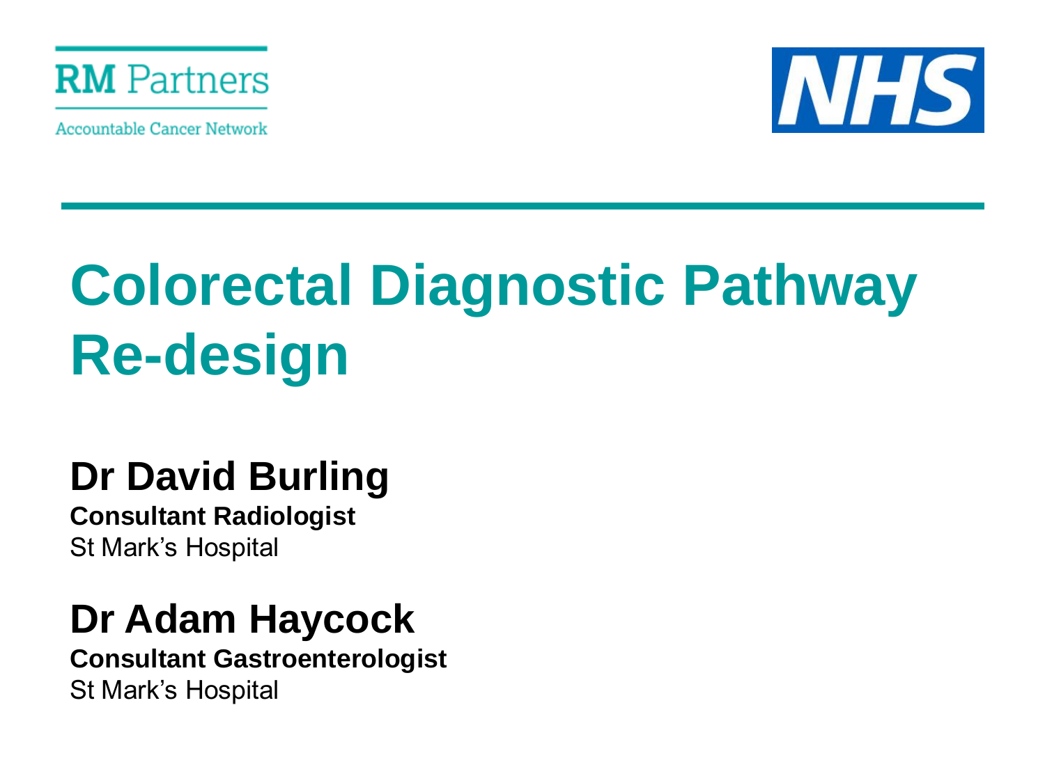RM Partners

Accountable Cancer Network

NHS

# Colorectal Diagnostic Pathway Re-design

## Dr David Burling

**Consultant Radiologist**

St Mark's Hospital

## Dr Adam Haycock

**Consultant Gastroenterologist**

St Mark's Hospital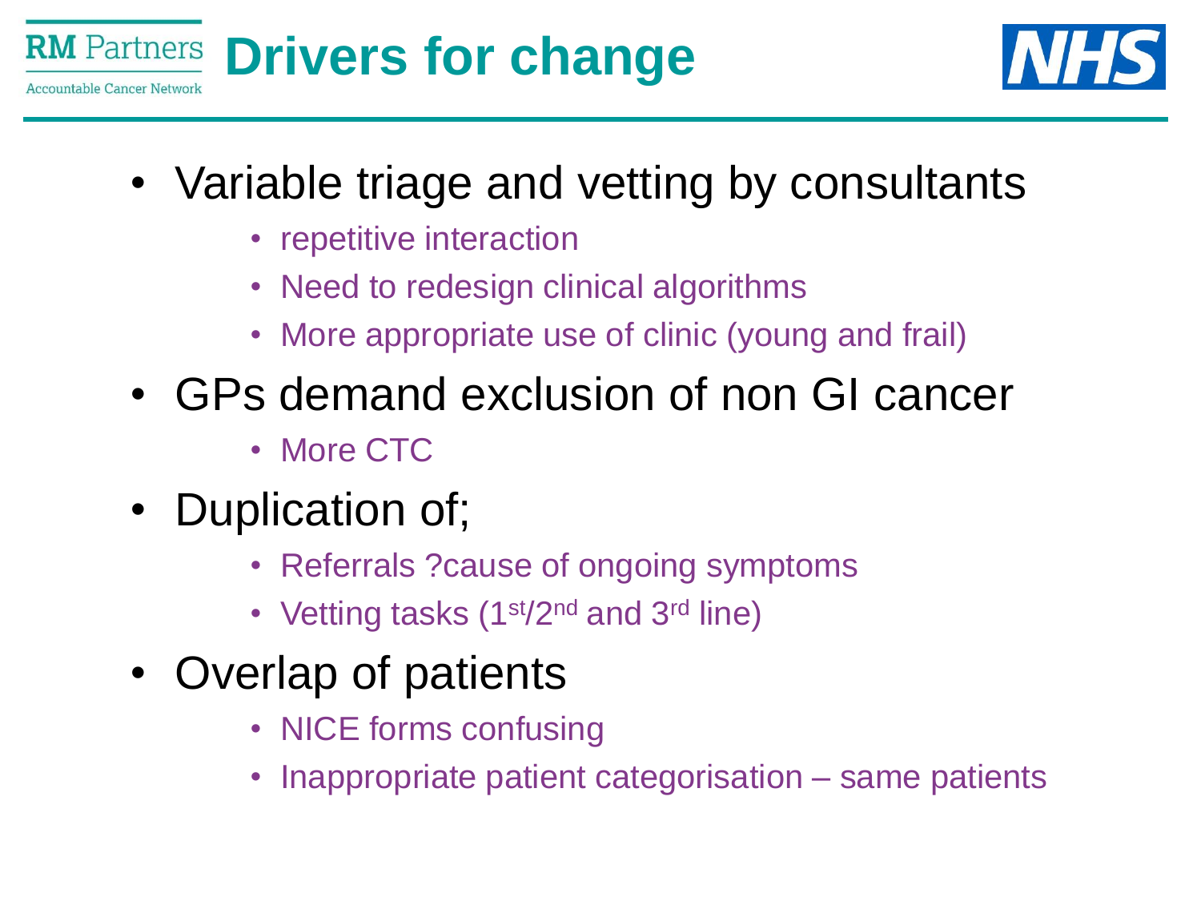# Drivers for change

- Variable triage and vetting by consultants
  - repetitive interaction
  - Need to redesign clinical algorithms
  - More appropriate use of clinic (young and frail)
- GPs demand exclusion of non GI cancer
  - More CTC
- Duplication of;
  - Referrals ?cause of ongoing symptoms
  - Vetting tasks (1st/2nd and 3rd line)
- Overlap of patients
  - NICE forms confusing
  - Inappropriate patient categorisation – same patients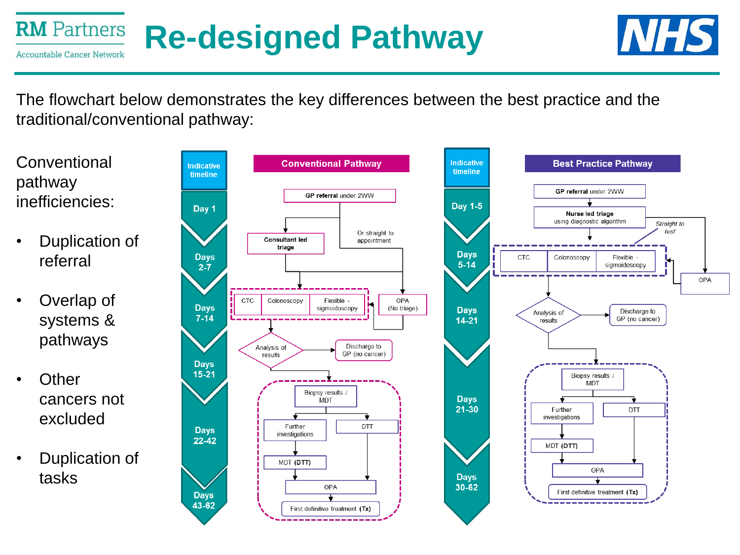# Re-designed Pathway

The flowchart below demonstrates the key differences between the best practice and the traditional/conventional pathway:

Conventional pathway inefficiencies:

- Duplication of referral
- Overlap of systems & pathways
- Other cancers not excluded
- Duplication of tasks

**Conventional Pathway**

| Indicative timeline | Step |
|---|---|
| Day 1 | GP referral under 2WW → Consultant led triage, or straight to appointment (OPA (No triage)) |
| Days 2-7 | Consultant led triage |
| Days 7-14 | CTC / Colonoscopy / Flexible - sigmoidoscopy; OPA (No triage) |
| Days 15-21 | Analysis of results → Discharge to GP (no cancer) |
| Days 22-42 | Biopsy results / MDT → Further investigations → MDT (DTT); DTT |
| Days 43-62 | OPA → First definitive treatment (Tx) |

**Best Practice Pathway**

| Indicative timeline | Step |
|---|---|
| Day 1-5 | GP referral under 2WW → Nurse led triage using diagnostic algorithm |
| Days 5-14 | Straight to test: CTC / Colonoscopy / Flexible - sigmoidoscopy; or OPA |
| Days 14-21 | Analysis of results → Discharge to GP (no cancer) |
| Days 21-30 | Biopsy results / MDT → Further investigations → MDT (DTT); DTT |
| Days 30-62 | OPA → First definitive treatment (Tx) |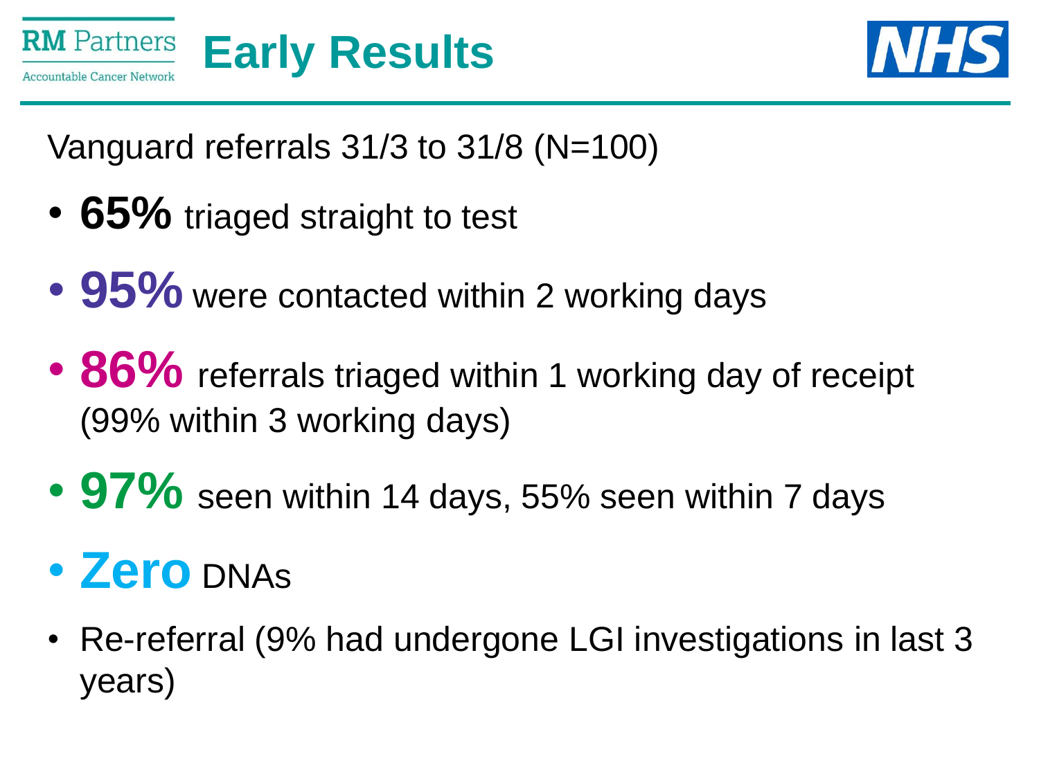RM Partners
Accountable Cancer Network

# Early Results

Vanguard referrals 31/3 to 31/8 (N=100)

- **65%** triaged straight to test
- **95%** were contacted within 2 working days
- **86%** referrals triaged within 1 working day of receipt (99% within 3 working days)
- **97%** seen within 14 days, 55% seen within 7 days
- **Zero** DNAs
- Re-referral (9% had undergone LGI investigations in last 3 years)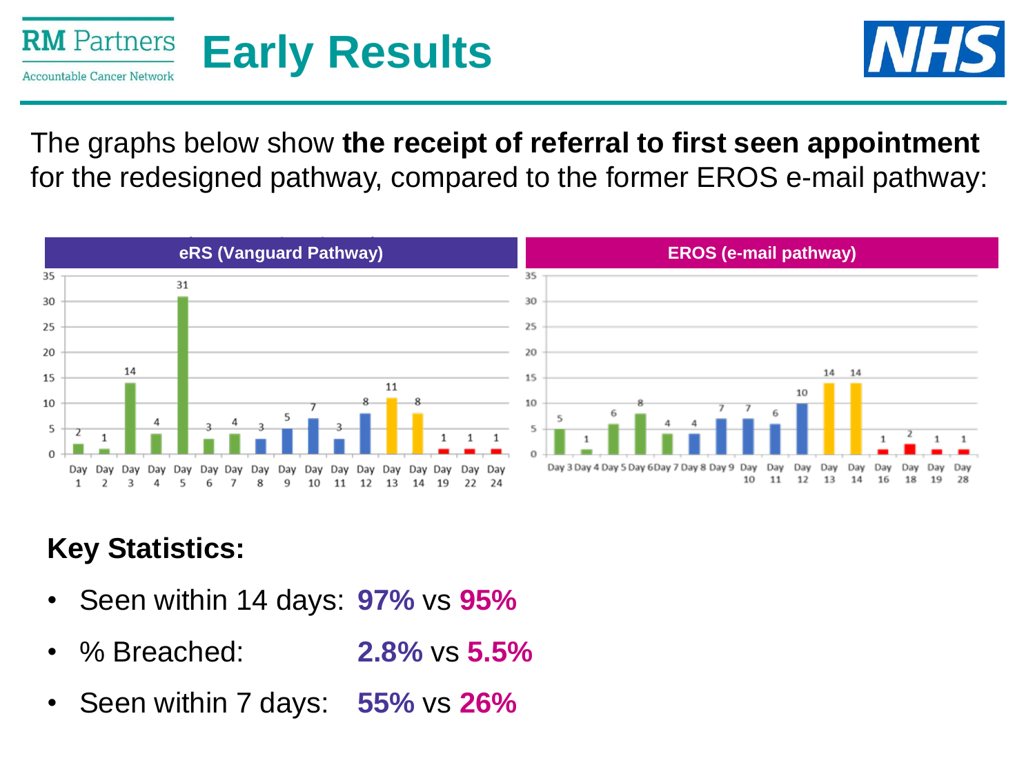# Early Results

The graphs below show **the receipt of referral to first seen appointment** for the redesigned pathway, compared to the former EROS e-mail pathway:

**eRS (Vanguard Pathway)**

| Day | Day 1 | Day 2 | Day 3 | Day 4 | Day 5 | Day 6 | Day 7 | Day 8 | Day 9 | Day 10 | Day 11 | Day 12 | Day 13 | Day 14 | Day 19 | Day 22 | Day 24 |
|---|---|---|---|---|---|---|---|---|---|---|---|---|---|---|---|---|---|
| Count | 2 | 1 | 14 | 4 | 31 | 3 | 4 | 3 | 5 | 7 | 3 | 8 | 11 | 8 | 1 | 1 | 1 |

**EROS (e-mail pathway)**

| Day | Day 3 | Day 4 | Day 5 | Day 6 | Day 7 | Day 8 | Day 9 | Day 10 | Day 11 | Day 12 | Day 13 | Day 14 | Day 16 | Day 18 | Day 19 | Day 28 |
|---|---|---|---|---|---|---|---|---|---|---|---|---|---|---|---|---|
| Count | 5 | 1 | 6 | 8 | 4 | 4 | 7 | 7 | 6 | 10 | 14 | 14 | 1 | 2 | 1 | 1 |

## Key Statistics:

- Seen within 14 days: **97%** vs **95%**
- % Breached: **2.8%** vs **5.5%**
- Seen within 7 days: **55%** vs **26%**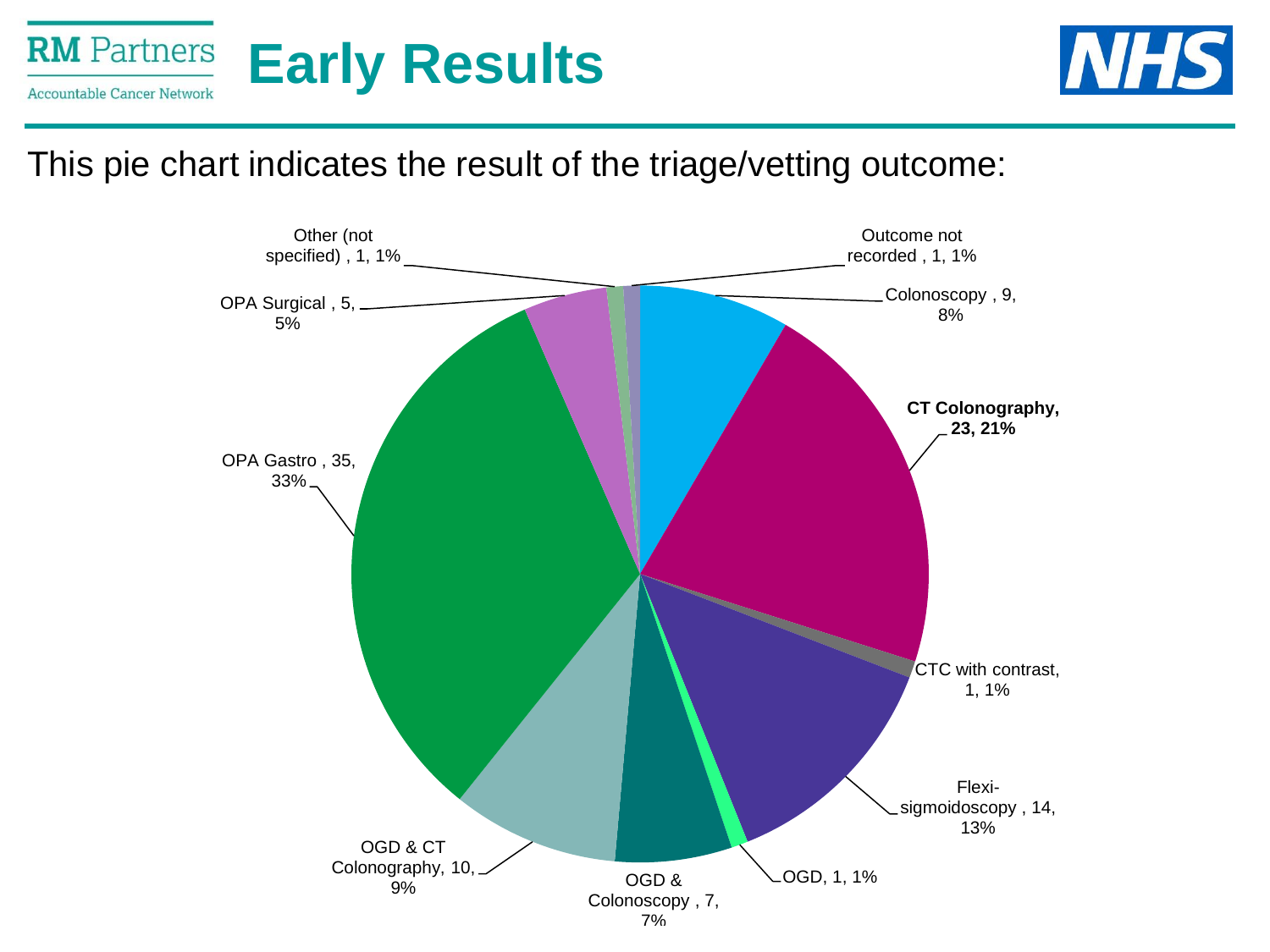# Early Results

This pie chart indicates the result of the triage/vetting outcome:

| Outcome | Count | Percentage |
| --- | --- | --- |
| Colonoscopy | 9 | 8% |
| CT Colonography | 23 | 21% |
| CTC with contrast | 1 | 1% |
| Flexi-sigmoidoscopy | 14 | 13% |
| OGD | 1 | 1% |
| OGD & Colonoscopy | 7 | 7% |
| OGD & CT Colonography | 10 | 9% |
| OPA Gastro | 35 | 33% |
| OPA Surgical | 5 | 5% |
| Other (not specified) | 1 | 1% |
| Outcome not recorded | 1 | 1% |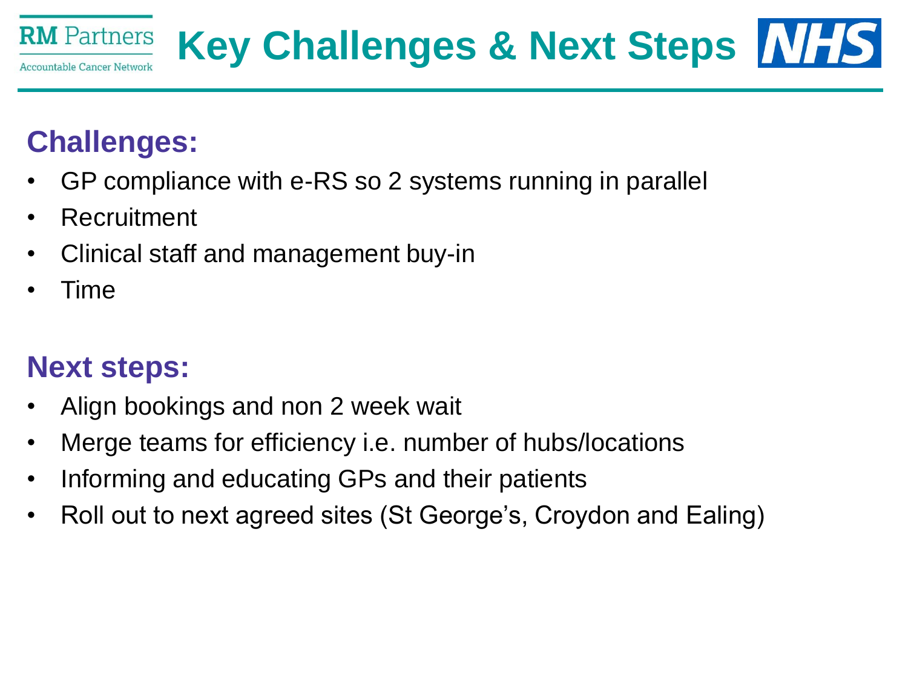# Key Challenges & Next Steps

## Challenges:

- GP compliance with e-RS so 2 systems running in parallel
- Recruitment
- Clinical staff and management buy-in
- Time

## Next steps:

- Align bookings and non 2 week wait
- Merge teams for efficiency i.e. number of hubs/locations
- Informing and educating GPs and their patients
- Roll out to next agreed sites (St George's, Croydon and Ealing)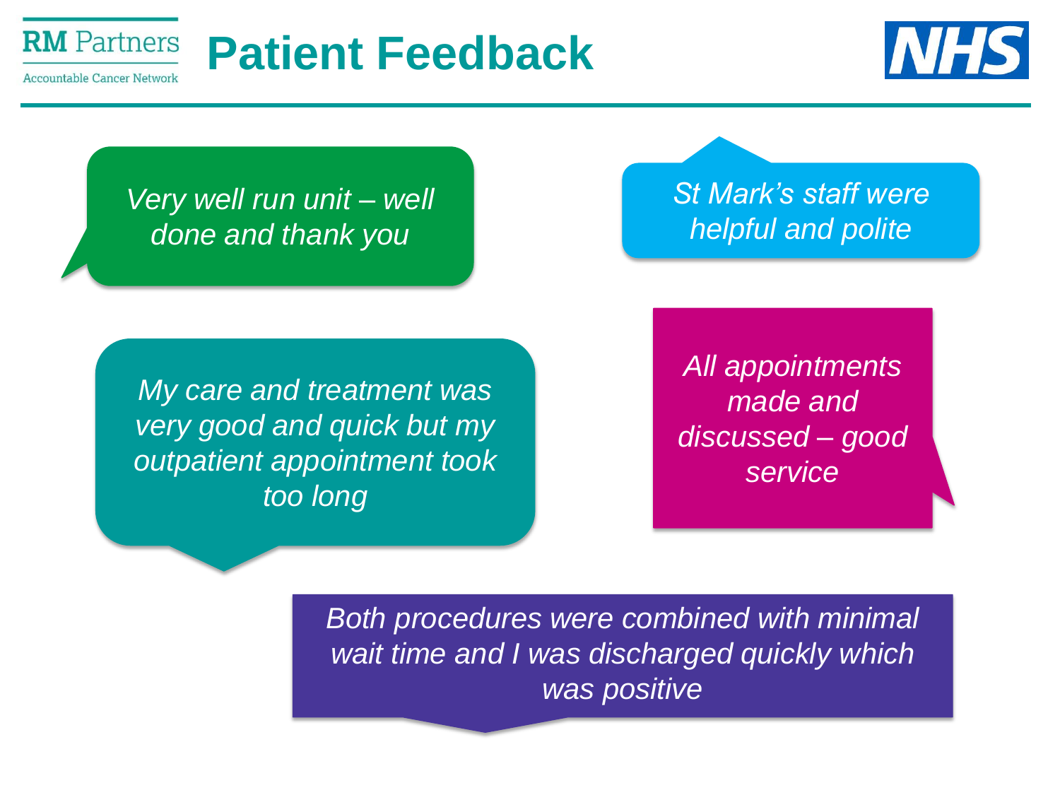RM Partners
Accountable Cancer Network

# Patient Feedback

NHS

*Very well run unit – well done and thank you*

*St Mark's staff were helpful and polite*

*My care and treatment was very good and quick but my outpatient appointment took too long*

*All appointments made and discussed – good service*

*Both procedures were combined with minimal wait time and I was discharged quickly which was positive*